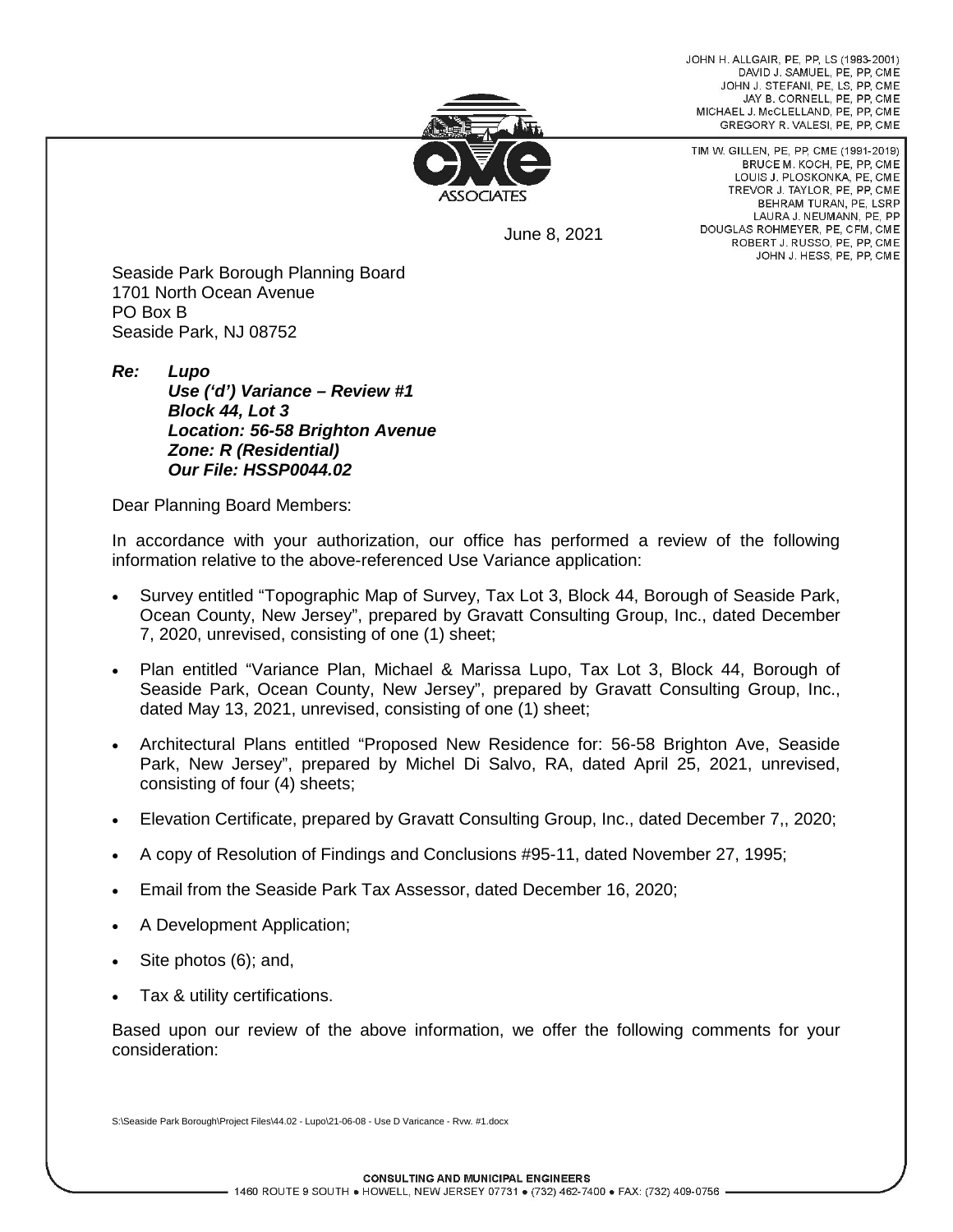JOHN H. ALLGAIR, PE, PP, LS (1983-2001)
DAVID J. SAMUEL, PE, PP, CME
JOHN J. STEFANI, PE, LS, PP, CME
JAY B. CORNELL, PE, PP, CME
MICHAEL J. McCLELLAND, PE, PP, CME
GREGORY R. VALESI, PE, PP, CME

TIM W. GILLEN, PE, PP, CME (1991-2019)
BRUCE M. KOCH, PE, PP, CME
LOUIS J. PLOSKONKA, PE, CME
TREVOR J. TAYLOR, PE, PP, CME
BEHRAM TURAN, PE, LSRP
LAURA J. NEUMANN, PE, PP
DOUGLAS ROHMEYER, PE, CFM, CME
ROBERT J. RUSSO, PE, PP, CME
JOHN J. HESS, PE, PP, CME

June 8, 2021

Seaside Park Borough Planning Board
1701 North Ocean Avenue
PO Box B
Seaside Park, NJ 08752

***Re: Lupo***
***Use ('d') Variance – Review #1***
***Block 44, Lot 3***
***Location: 56-58 Brighton Avenue***
***Zone: R (Residential)***
***Our File: HSSP0044.02***

Dear Planning Board Members:

In accordance with your authorization, our office has performed a review of the following information relative to the above-referenced Use Variance application:

- Survey entitled "Topographic Map of Survey, Tax Lot 3, Block 44, Borough of Seaside Park, Ocean County, New Jersey", prepared by Gravatt Consulting Group, Inc., dated December 7, 2020, unrevised, consisting of one (1) sheet;
- Plan entitled "Variance Plan, Michael & Marissa Lupo, Tax Lot 3, Block 44, Borough of Seaside Park, Ocean County, New Jersey", prepared by Gravatt Consulting Group, Inc., dated May 13, 2021, unrevised, consisting of one (1) sheet;
- Architectural Plans entitled "Proposed New Residence for: 56-58 Brighton Ave, Seaside Park, New Jersey", prepared by Michel Di Salvo, RA, dated April 25, 2021, unrevised, consisting of four (4) sheets;
- Elevation Certificate, prepared by Gravatt Consulting Group, Inc., dated December 7,, 2020;
- A copy of Resolution of Findings and Conclusions #95-11, dated November 27, 1995;
- Email from the Seaside Park Tax Assessor, dated December 16, 2020;
- A Development Application;
- Site photos (6); and,
- Tax & utility certifications.

Based upon our review of the above information, we offer the following comments for your consideration:

S:\Seaside Park Borough\Project Files\44.02 - Lupo\21-06-08 - Use D Varicance - Rvw. #1.docx

CONSULTING AND MUNICIPAL ENGINEERS
1460 ROUTE 9 SOUTH • HOWELL, NEW JERSEY 07731 • (732) 462-7400 • FAX: (732) 409-0756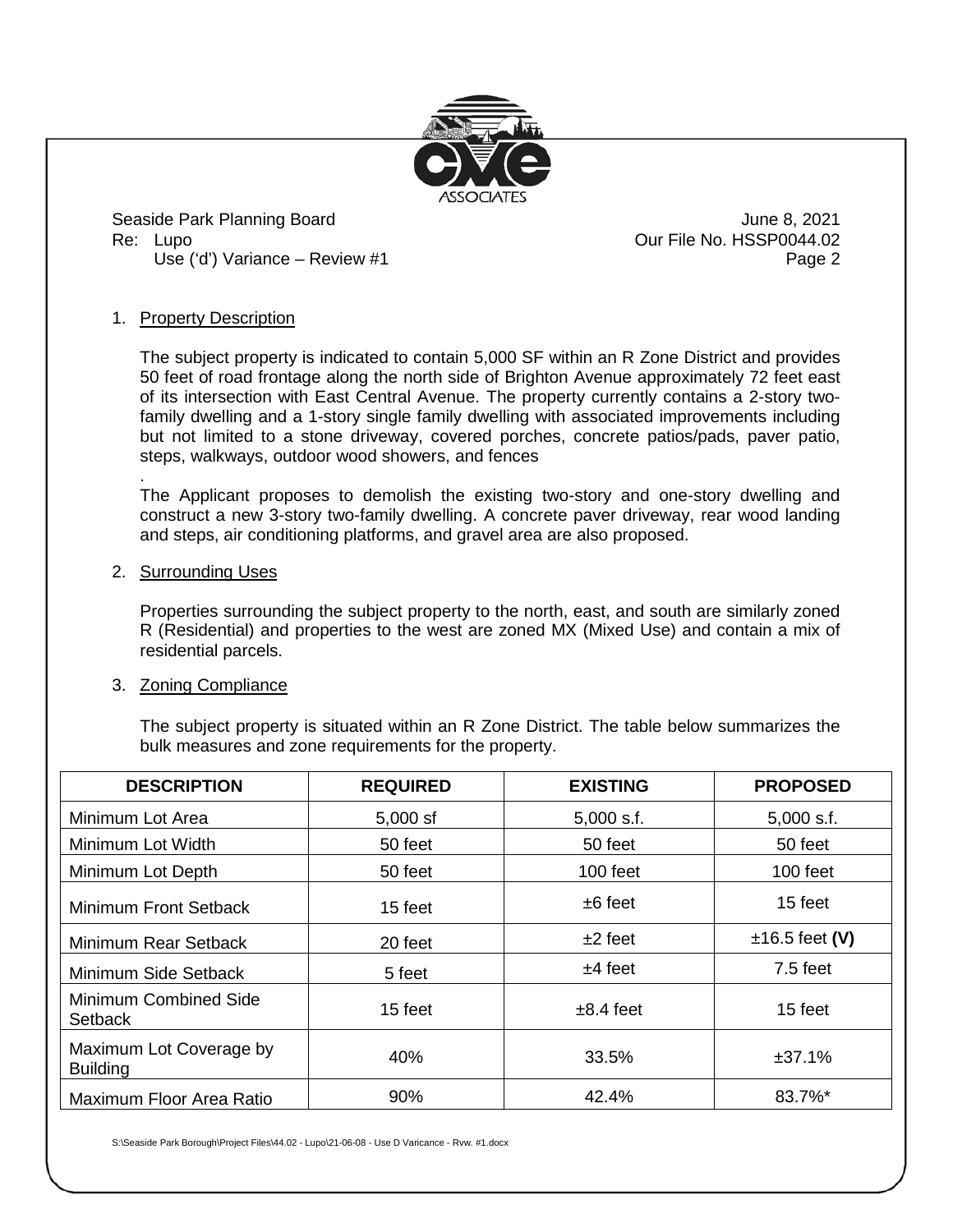1. Property Description

   The subject property is indicated to contain 5,000 SF within an R Zone District and provides 50 feet of road frontage along the north side of Brighton Avenue approximately 72 feet east of its intersection with East Central Avenue. The property currently contains a 2-story two-family dwelling and a 1-story single family dwelling with associated improvements including but not limited to a stone driveway, covered porches, concrete patios/pads, paver patio, steps, walkways, outdoor wood showers, and fences

   .
   The Applicant proposes to demolish the existing two-story and one-story dwelling and construct a new 3-story two-family dwelling. A concrete paver driveway, rear wood landing and steps, air conditioning platforms, and gravel area are also proposed.

2. Surrounding Uses

   Properties surrounding the subject property to the north, east, and south are similarly zoned R (Residential) and properties to the west are zoned MX (Mixed Use) and contain a mix of residential parcels.

3. Zoning Compliance

   The subject property is situated within an R Zone District. The table below summarizes the bulk measures and zone requirements for the property.

| DESCRIPTION | REQUIRED | EXISTING | PROPOSED |
|---|---|---|---|
| Minimum Lot Area | 5,000 sf | 5,000 s.f. | 5,000 s.f. |
| Minimum Lot Width | 50 feet | 50 feet | 50 feet |
| Minimum Lot Depth | 50 feet | 100 feet | 100 feet |
| Minimum Front Setback | 15 feet | ±6 feet | 15 feet |
| Minimum Rear Setback | 20 feet | ±2 feet | ±16.5 feet **(V)** |
| Minimum Side Setback | 5 feet | ±4 feet | 7.5 feet |
| Minimum Combined Side Setback | 15 feet | ±8.4 feet | 15 feet |
| Maximum Lot Coverage by Building | 40% | 33.5% | ±37.1% |
| Maximum Floor Area Ratio | 90% | 42.4% | 83.7%* |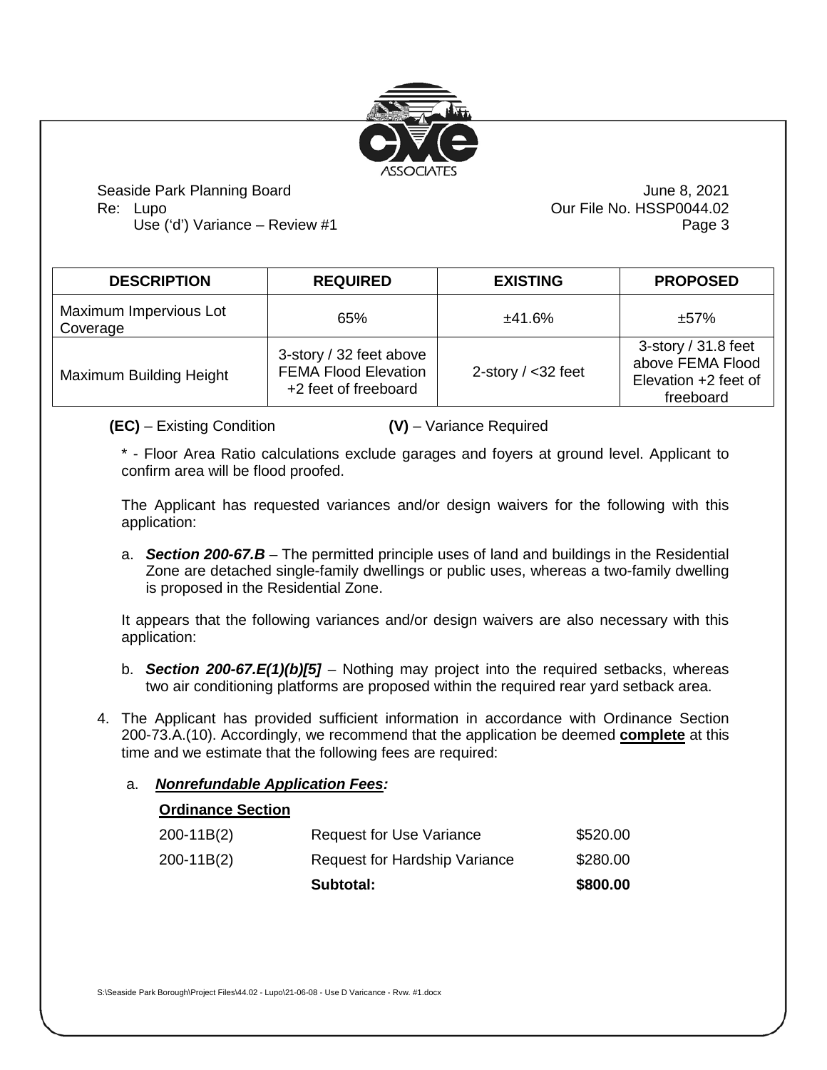| DESCRIPTION | REQUIRED | EXISTING | PROPOSED |
|---|---|---|---|
| Maximum Impervious Lot Coverage | 65% | ±41.6% | ±57% |
| Maximum Building Height | 3-story / 32 feet above FEMA Flood Elevation +2 feet of freeboard | 2-story / <32 feet | 3-story / 31.8 feet above FEMA Flood Elevation +2 feet of freeboard |

**(EC)** – Existing Condition **(V)** – Variance Required

* - Floor Area Ratio calculations exclude garages and foyers at ground level. Applicant to confirm area will be flood proofed.

The Applicant has requested variances and/or design waivers for the following with this application:

a. ***Section 200-67.B*** – The permitted principle uses of land and buildings in the Residential Zone are detached single-family dwellings or public uses, whereas a two-family dwelling is proposed in the Residential Zone.

It appears that the following variances and/or design waivers are also necessary with this application:

b. ***Section 200-67.E(1)(b)[5]*** – Nothing may project into the required setbacks, whereas two air conditioning platforms are proposed within the required rear yard setback area.

4. The Applicant has provided sufficient information in accordance with Ordinance Section 200-73.A.(10). Accordingly, we recommend that the application be deemed **complete** at this time and we estimate that the following fees are required:

   a. ***Nonrefundable Application Fees:***

| **Ordinance Section** | | |
|---|---|---|
| 200-11B(2) | Request for Use Variance | $520.00 |
| 200-11B(2) | Request for Hardship Variance | $280.00 |
| | **Subtotal:** | **$800.00** |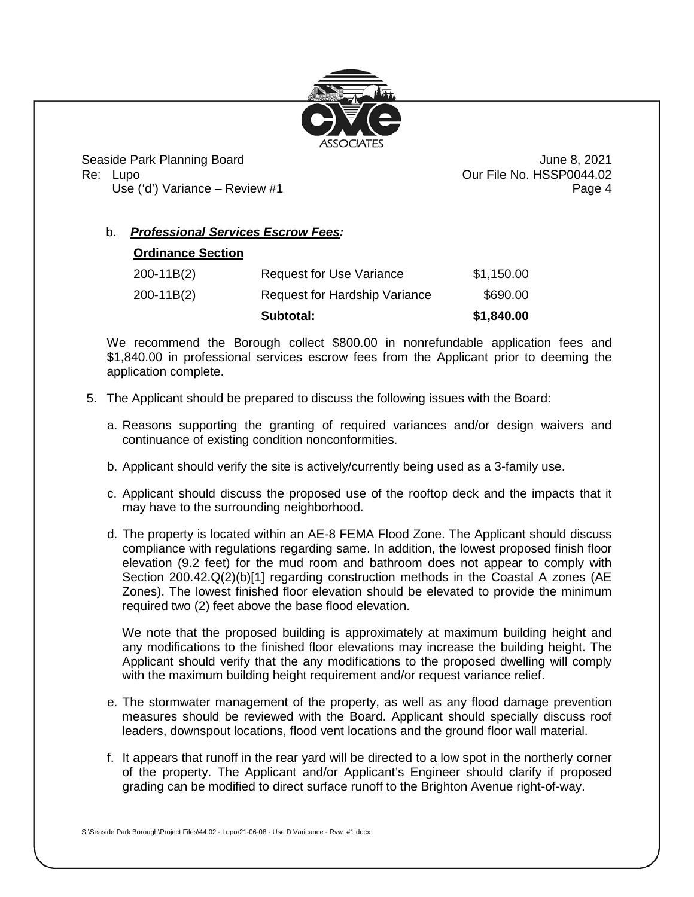b. ***Professional Services Escrow Fees:***

| **Ordinance Section** | | |
|---|---|---|
| 200-11B(2) | Request for Use Variance | $1,150.00 |
| 200-11B(2) | Request for Hardship Variance | $690.00 |
| | **Subtotal:** | **$1,840.00** |

We recommend the Borough collect $800.00 in nonrefundable application fees and $1,840.00 in professional services escrow fees from the Applicant prior to deeming the application complete.

5. The Applicant should be prepared to discuss the following issues with the Board:

   a. Reasons supporting the granting of required variances and/or design waivers and continuance of existing condition nonconformities.

   b. Applicant should verify the site is actively/currently being used as a 3-family use.

   c. Applicant should discuss the proposed use of the rooftop deck and the impacts that it may have to the surrounding neighborhood.

   d. The property is located within an AE-8 FEMA Flood Zone. The Applicant should discuss compliance with regulations regarding same. In addition, the lowest proposed finish floor elevation (9.2 feet) for the mud room and bathroom does not appear to comply with Section 200.42.Q(2)(b)[1] regarding construction methods in the Coastal A zones (AE Zones). The lowest finished floor elevation should be elevated to provide the minimum required two (2) feet above the base flood elevation.

      We note that the proposed building is approximately at maximum building height and any modifications to the finished floor elevations may increase the building height. The Applicant should verify that the any modifications to the proposed dwelling will comply with the maximum building height requirement and/or request variance relief.

   e. The stormwater management of the property, as well as any flood damage prevention measures should be reviewed with the Board. Applicant should specially discuss roof leaders, downspout locations, flood vent locations and the ground floor wall material.

   f. It appears that runoff in the rear yard will be directed to a low spot in the northerly corner of the property. The Applicant and/or Applicant's Engineer should clarify if proposed grading can be modified to direct surface runoff to the Brighton Avenue right-of-way.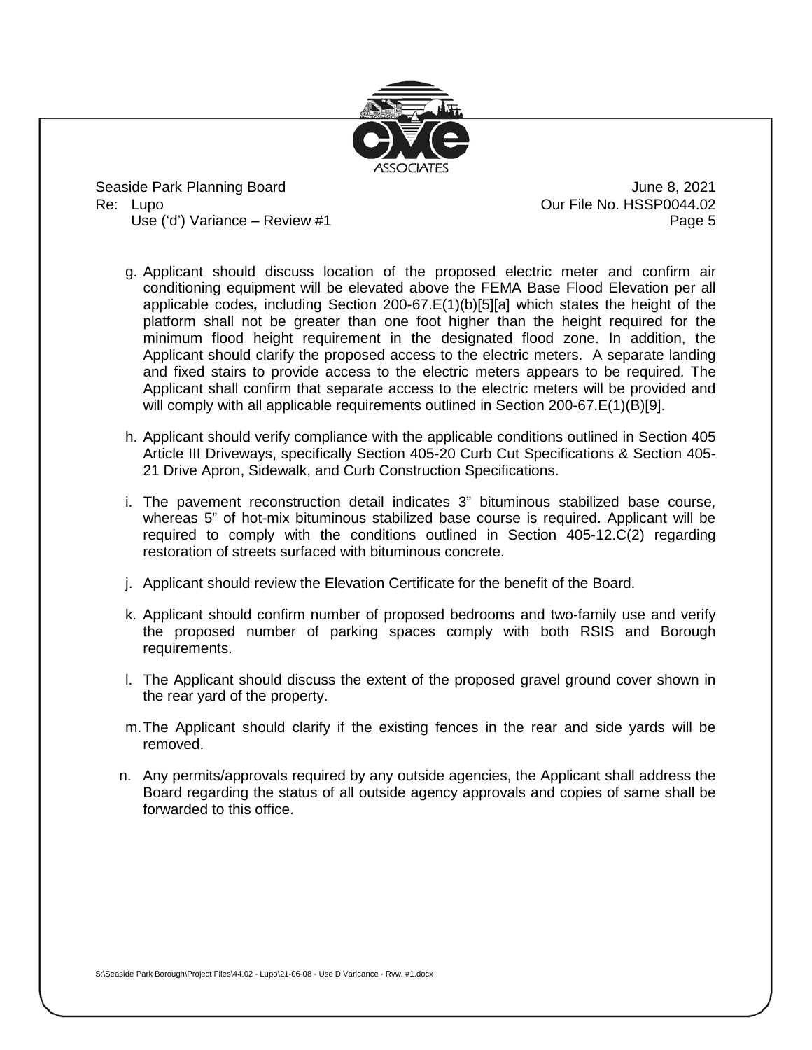g. Applicant should discuss location of the proposed electric meter and confirm air conditioning equipment will be elevated above the FEMA Base Flood Elevation per all applicable codes*,* including Section 200-67.E(1)(b)[5][a] which states the height of the platform shall not be greater than one foot higher than the height required for the minimum flood height requirement in the designated flood zone. In addition, the Applicant should clarify the proposed access to the electric meters. A separate landing and fixed stairs to provide access to the electric meters appears to be required. The Applicant shall confirm that separate access to the electric meters will be provided and will comply with all applicable requirements outlined in Section 200-67.E(1)(B)[9].

h. Applicant should verify compliance with the applicable conditions outlined in Section 405 Article III Driveways, specifically Section 405-20 Curb Cut Specifications & Section 405-21 Drive Apron, Sidewalk, and Curb Construction Specifications.

i. The pavement reconstruction detail indicates 3" bituminous stabilized base course, whereas 5" of hot-mix bituminous stabilized base course is required. Applicant will be required to comply with the conditions outlined in Section 405-12.C(2) regarding restoration of streets surfaced with bituminous concrete.

j. Applicant should review the Elevation Certificate for the benefit of the Board.

k. Applicant should confirm number of proposed bedrooms and two-family use and verify the proposed number of parking spaces comply with both RSIS and Borough requirements.

l. The Applicant should discuss the extent of the proposed gravel ground cover shown in the rear yard of the property.

m. The Applicant should clarify if the existing fences in the rear and side yards will be removed.

n. Any permits/approvals required by any outside agencies, the Applicant shall address the Board regarding the status of all outside agency approvals and copies of same shall be forwarded to this office.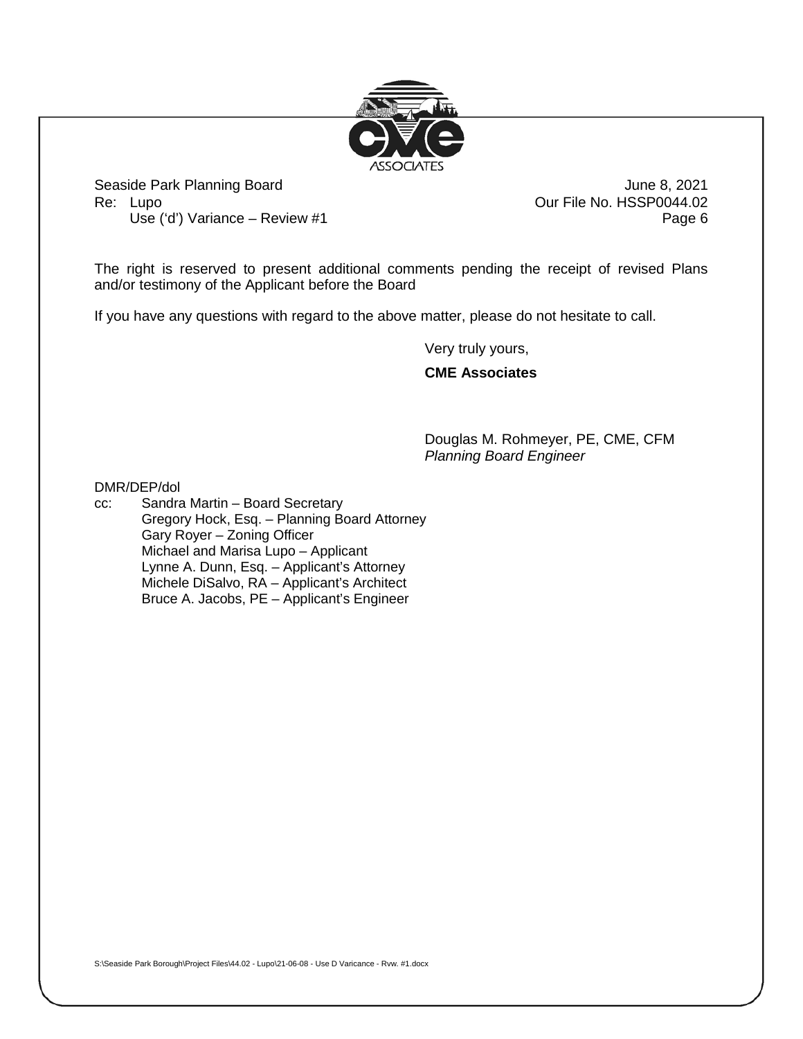The right is reserved to present additional comments pending the receipt of revised Plans and/or testimony of the Applicant before the Board

If you have any questions with regard to the above matter, please do not hesitate to call.

Very truly yours,

**CME Associates**

Douglas M. Rohmeyer, PE, CME, CFM
*Planning Board Engineer*

DMR/DEP/dol

cc: Sandra Martin – Board Secretary
Gregory Hock, Esq. – Planning Board Attorney
Gary Royer – Zoning Officer
Michael and Marisa Lupo – Applicant
Lynne A. Dunn, Esq. – Applicant's Attorney
Michele DiSalvo, RA – Applicant's Architect
Bruce A. Jacobs, PE – Applicant's Engineer

S:\Seaside Park Borough\Project Files\44.02 - Lupo\21-06-08 - Use D Varicance - Rvw. #1.docx